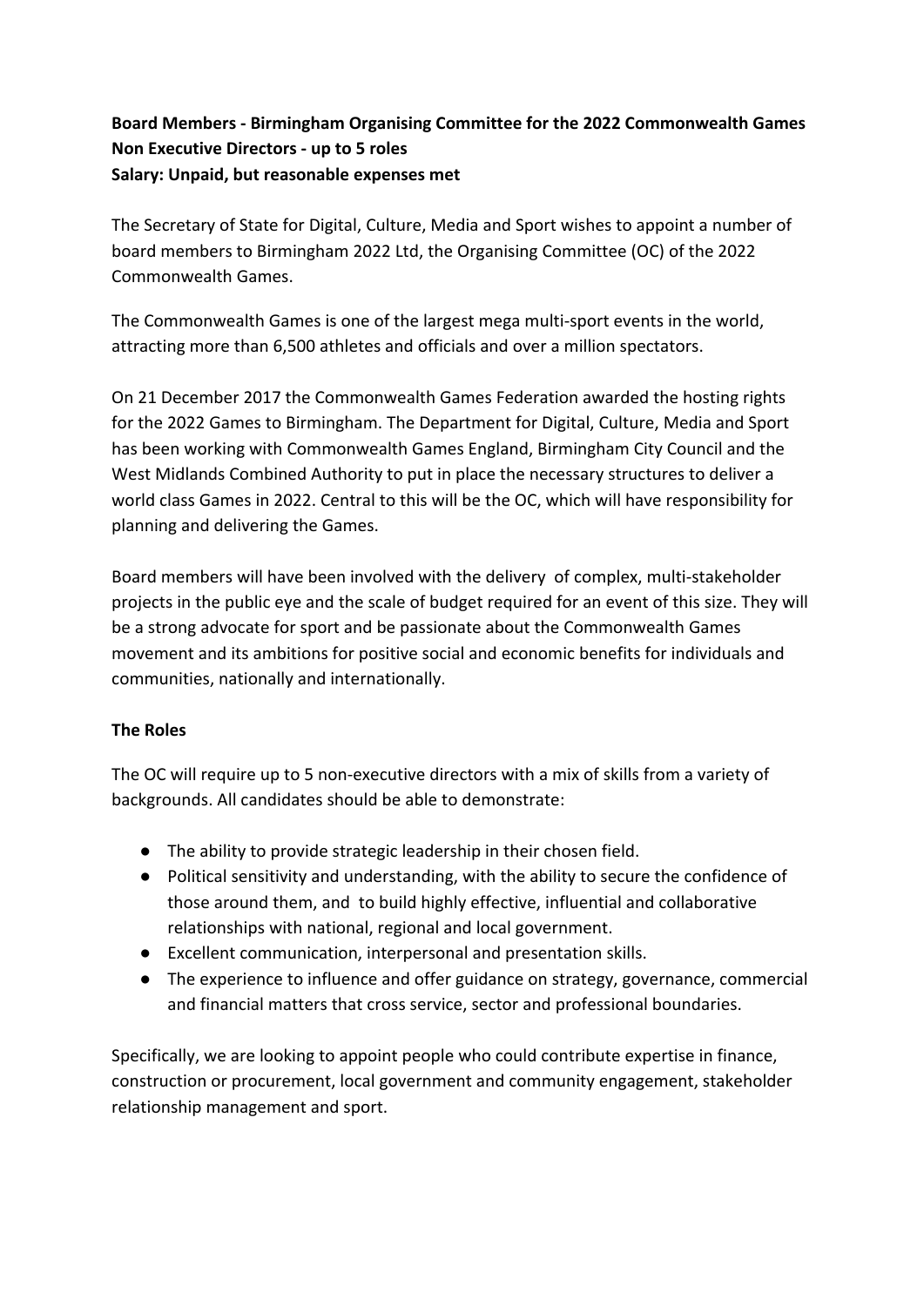**Board Members - Birmingham Organising Committee for the 2022 Commonwealth Games**
**Non Executive Directors - up to 5 roles**
**Salary: Unpaid, but reasonable expenses met**

The Secretary of State for Digital, Culture, Media and Sport wishes to appoint a number of board members to Birmingham 2022 Ltd, the Organising Committee (OC) of the 2022 Commonwealth Games.

The Commonwealth Games is one of the largest mega multi-sport events in the world, attracting more than 6,500 athletes and officials and over a million spectators.

On 21 December 2017 the Commonwealth Games Federation awarded the hosting rights for the 2022 Games to Birmingham. The Department for Digital, Culture, Media and Sport has been working with Commonwealth Games England, Birmingham City Council and the West Midlands Combined Authority to put in place the necessary structures to deliver a world class Games in 2022. Central to this will be the OC, which will have responsibility for planning and delivering the Games.

Board members will have been involved with the delivery of complex, multi-stakeholder projects in the public eye and the scale of budget required for an event of this size. They will be a strong advocate for sport and be passionate about the Commonwealth Games movement and its ambitions for positive social and economic benefits for individuals and communities, nationally and internationally.

**The Roles**

The OC will require up to 5 non-executive directors with a mix of skills from a variety of backgrounds. All candidates should be able to demonstrate:

- The ability to provide strategic leadership in their chosen field.
- Political sensitivity and understanding, with the ability to secure the confidence of those around them, and to build highly effective, influential and collaborative relationships with national, regional and local government.
- Excellent communication, interpersonal and presentation skills.
- The experience to influence and offer guidance on strategy, governance, commercial and financial matters that cross service, sector and professional boundaries.

Specifically, we are looking to appoint people who could contribute expertise in finance, construction or procurement, local government and community engagement, stakeholder relationship management and sport.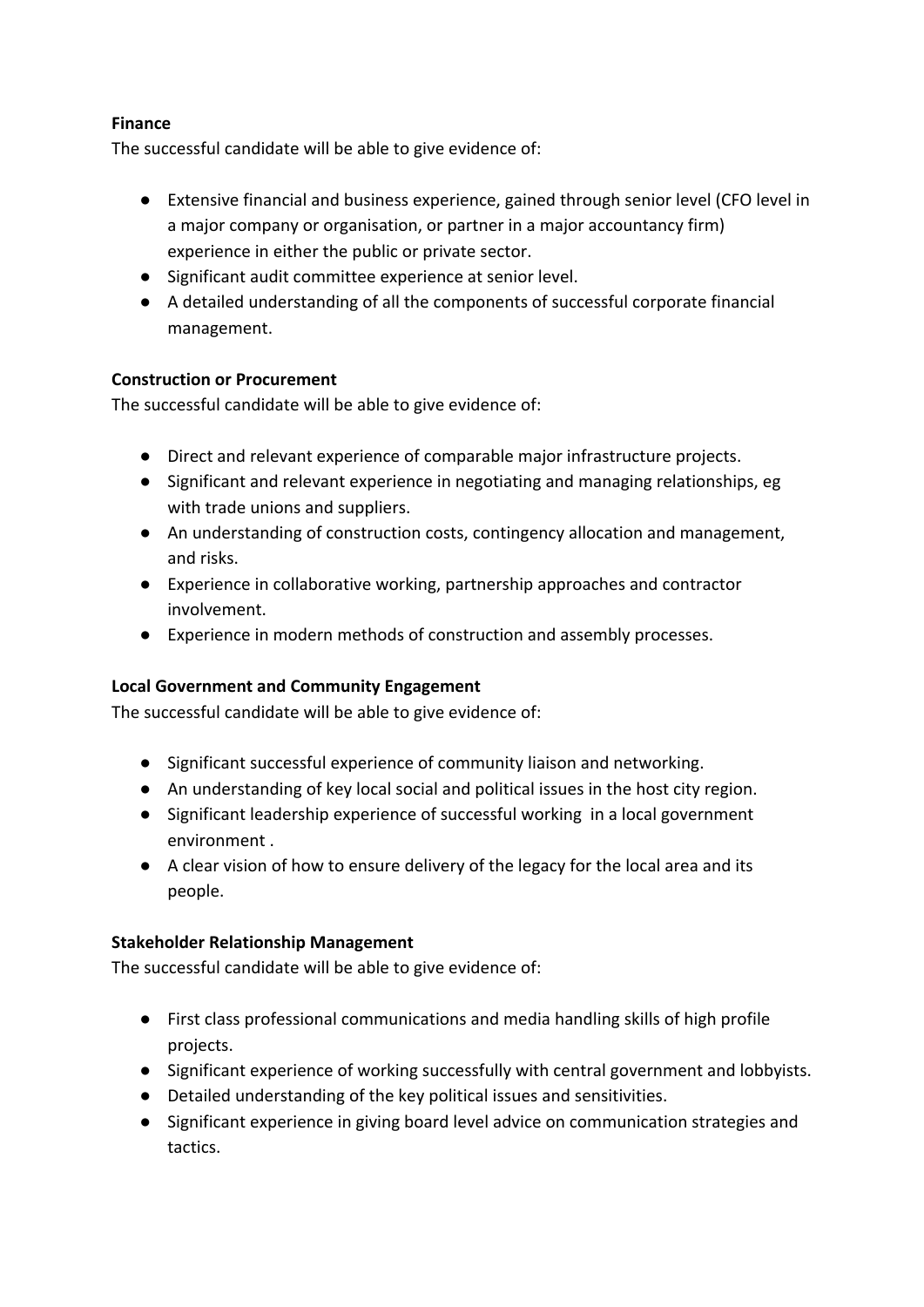**Finance**

The successful candidate will be able to give evidence of:

- Extensive financial and business experience, gained through senior level (CFO level in a major company or organisation, or partner in a major accountancy firm) experience in either the public or private sector.
- Significant audit committee experience at senior level.
- A detailed understanding of all the components of successful corporate financial management.

**Construction or Procurement**

The successful candidate will be able to give evidence of:

- Direct and relevant experience of comparable major infrastructure projects.
- Significant and relevant experience in negotiating and managing relationships, eg with trade unions and suppliers.
- An understanding of construction costs, contingency allocation and management, and risks.
- Experience in collaborative working, partnership approaches and contractor involvement.
- Experience in modern methods of construction and assembly processes.

**Local Government and Community Engagement**

The successful candidate will be able to give evidence of:

- Significant successful experience of community liaison and networking.
- An understanding of key local social and political issues in the host city region.
- Significant leadership experience of successful working in a local government environment .
- A clear vision of how to ensure delivery of the legacy for the local area and its people.

**Stakeholder Relationship Management**

The successful candidate will be able to give evidence of:

- First class professional communications and media handling skills of high profile projects.
- Significant experience of working successfully with central government and lobbyists.
- Detailed understanding of the key political issues and sensitivities.
- Significant experience in giving board level advice on communication strategies and tactics.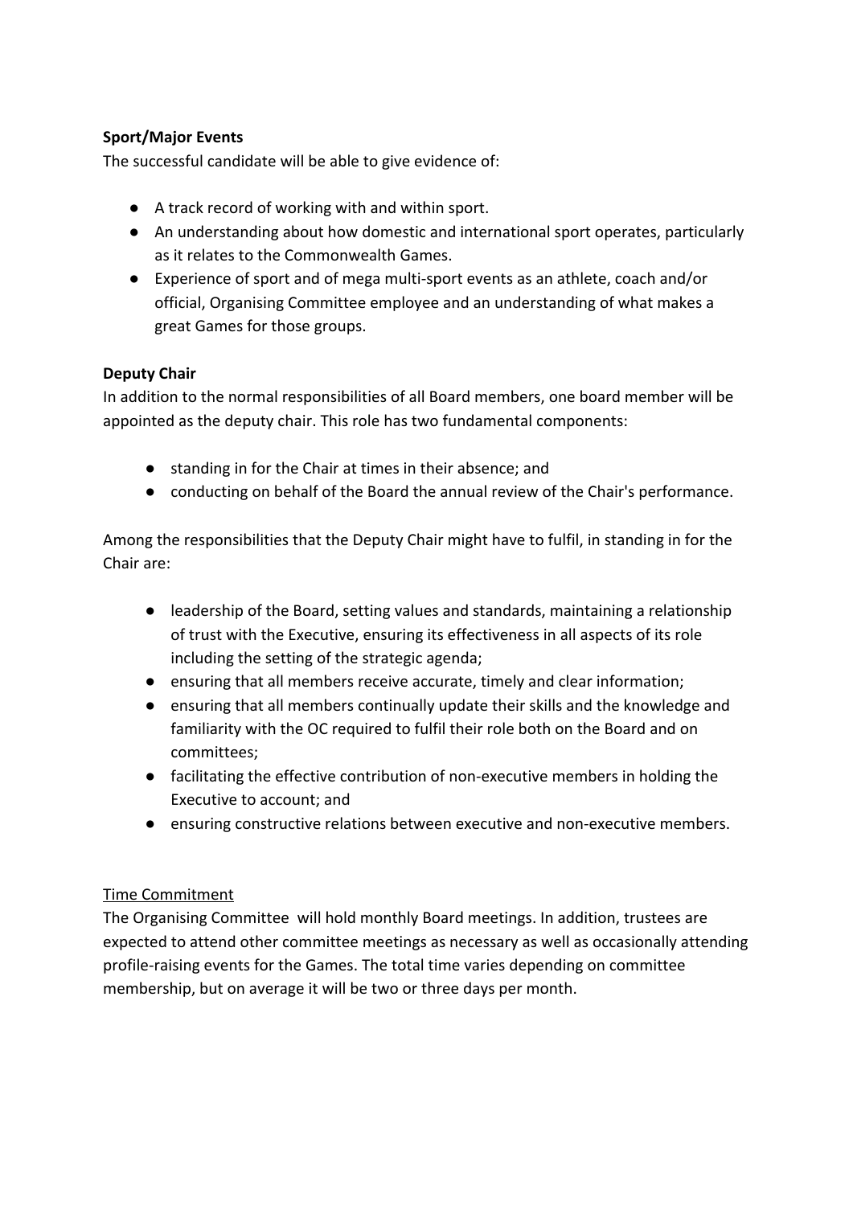**Sport/Major Events**

The successful candidate will be able to give evidence of:

- A track record of working with and within sport.
- An understanding about how domestic and international sport operates, particularly as it relates to the Commonwealth Games.
- Experience of sport and of mega multi-sport events as an athlete, coach and/or official, Organising Committee employee and an understanding of what makes a great Games for those groups.

**Deputy Chair**

In addition to the normal responsibilities of all Board members, one board member will be appointed as the deputy chair. This role has two fundamental components:

- standing in for the Chair at times in their absence; and
- conducting on behalf of the Board the annual review of the Chair's performance.

Among the responsibilities that the Deputy Chair might have to fulfil, in standing in for the Chair are:

- leadership of the Board, setting values and standards, maintaining a relationship of trust with the Executive, ensuring its effectiveness in all aspects of its role including the setting of the strategic agenda;
- ensuring that all members receive accurate, timely and clear information;
- ensuring that all members continually update their skills and the knowledge and familiarity with the OC required to fulfil their role both on the Board and on committees;
- facilitating the effective contribution of non-executive members in holding the Executive to account; and
- ensuring constructive relations between executive and non-executive members.

<u>Time Commitment</u>

The Organising Committee will hold monthly Board meetings. In addition, trustees are expected to attend other committee meetings as necessary as well as occasionally attending profile-raising events for the Games. The total time varies depending on committee membership, but on average it will be two or three days per month.